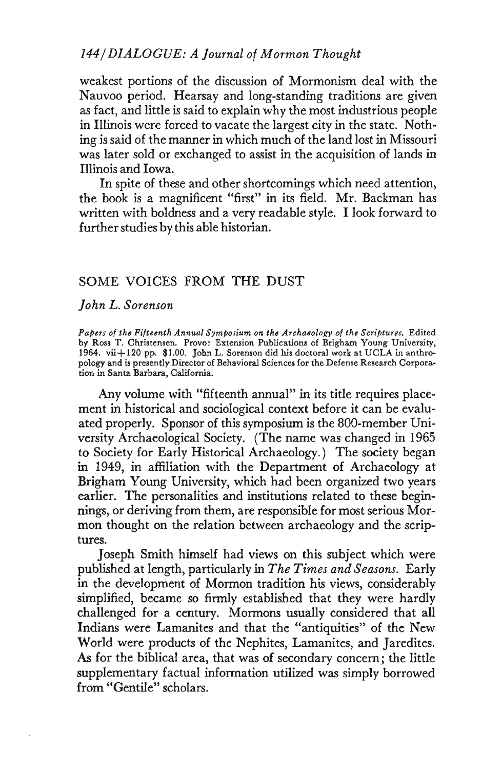weakest portions of the discussion of Mormonism deal with the Nauvoo period. Hearsay and long-standing traditions are given as fact, and little is said to explain why the most industrious people in Illinois were forced to vacate the largest city in the state. Nothing is said of the manner in which much of the land lost in Missouri was later sold or exchanged to assist in the acquisition of lands in Illinois and Iowa.

In spite of these and other shortcomings which need attention, the book is a magnificent "first" in its field. Mr. Backman has written with boldness and a very readable style. I look forward to further studies by this able historian.

## SOME VOICES FROM THE DUST

*John L. Sorenson*

*Papers of the Fifteenth Annual Symposium on the Archaeology of the Scriptures.* Edited by Ross T. Christensen. Provo: Extension Publications of Brigham Young University, 1964. vii+120 pp. $1.00. John L. Sorenson did his doctoral work at UCLA in anthropology and is presently Director of Behavioral Sciences for the Defense Research Corporation in Santa Barbara, California.

Any volume with "fifteenth annual" in its title requires placement in historical and sociological context before it can be evaluated properly. Sponsor of this symposium is the 800-member University Archaeological Society. (The name was changed in 1965 to Society for Early Historical Archaeology.) The society began in 1949, in affiliation with the Department of Archaeology at Brigham Young University, which had been organized two years earlier. The personalities and institutions related to these beginnings, or deriving from them, are responsible for most serious Mormon thought on the relation between archaeology and the scriptures.

Joseph Smith himself had views on this subject which were published at length, particularly in *The Times and Seasons*. Early in the development of Mormon tradition his views, considerably simplified, became so firmly established that they were hardly challenged for a century. Mormons usually considered that all Indians were Lamanites and that the "antiquities" of the New World were products of the Nephites, Lamanites, and Jaredites. As for the biblical area, that was of secondary concern; the little supplementary factual information utilized was simply borrowed from "Gentile" scholars.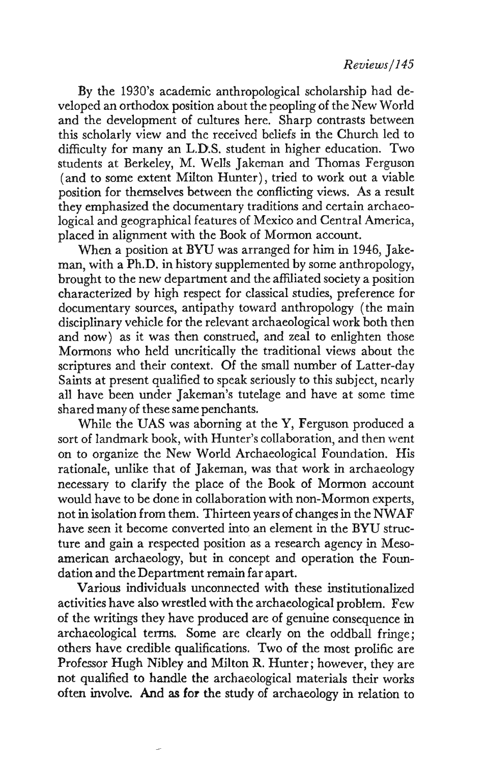By the 1930's academic anthropological scholarship had developed an orthodox position about the peopling of the New World and the development of cultures here. Sharp contrasts between this scholarly view and the received beliefs in the Church led to difficulty for many an L.D.S. student in higher education. Two students at Berkeley, M. Wells Jakeman and Thomas Ferguson (and to some extent Milton Hunter), tried to work out a viable position for themselves between the conflicting views. As a result they emphasized the documentary traditions and certain archaeological and geographical features of Mexico and Central America, placed in alignment with the Book of Mormon account.

When a position at BYU was arranged for him in 1946, Jakeman, with a Ph.D. in history supplemented by some anthropology, brought to the new department and the affiliated society a position characterized by high respect for classical studies, preference for documentary sources, antipathy toward anthropology (the main disciplinary vehicle for the relevant archaeological work both then and now) as it was then construed, and zeal to enlighten those Mormons who held uncritically the traditional views about the scriptures and their context. Of the small number of Latter-day Saints at present qualified to speak seriously to this subject, nearly all have been under Jakeman's tutelage and have at some time shared many of these same penchants.

While the UAS was aborning at the Y, Ferguson produced a sort of landmark book, with Hunter's collaboration, and then went on to organize the New World Archaeological Foundation. His rationale, unlike that of Jakeman, was that work in archaeology necessary to clarify the place of the Book of Mormon account would have to be done in collaboration with non-Mormon experts, not in isolation from them. Thirteen years of changes in the NWAF have seen it become converted into an element in the BYU structure and gain a respected position as a research agency in Mesoamerican archaeology, but in concept and operation the Foundation and the Department remain far apart.

Various individuals unconnected with these institutionalized activities have also wrestled with the archaeological problem. Few of the writings they have produced are of genuine consequence in archaeological terms. Some are clearly on the oddball fringe; others have credible qualifications. Two of the most prolific are Professor Hugh Nibley and Milton R. Hunter; however, they are not qualified to handle the archaeological materials their works often involve. And as for the study of archaeology in relation to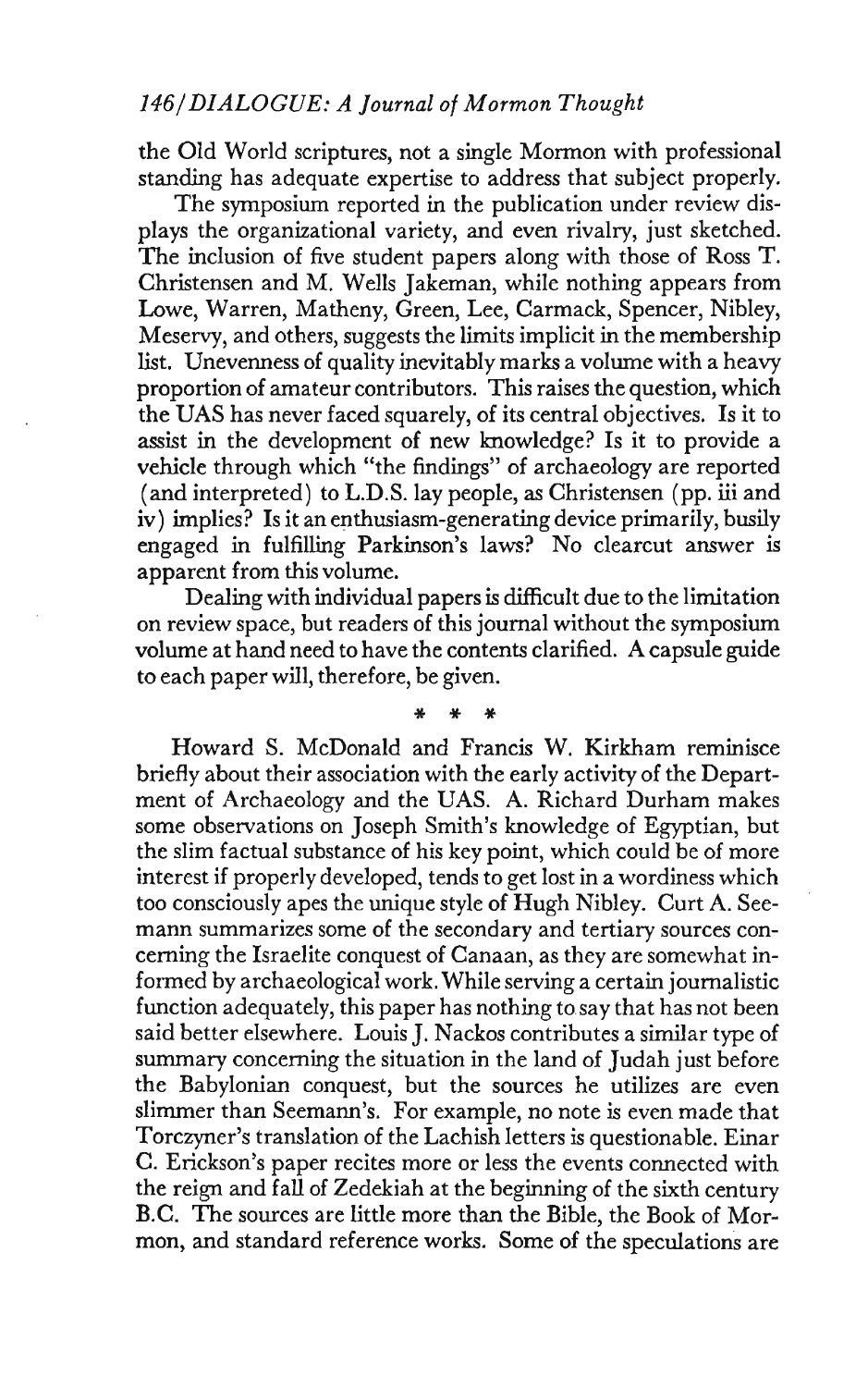the Old World scriptures, not a single Mormon with professional standing has adequate expertise to address that subject properly.

The symposium reported in the publication under review displays the organizational variety, and even rivalry, just sketched. The inclusion of five student papers along with those of Ross T. Christensen and M. Wells Jakeman, while nothing appears from Lowe, Warren, Matheny, Green, Lee, Carmack, Spencer, Nibley, Meservy, and others, suggests the limits implicit in the membership list. Unevenness of quality inevitably marks a volume with a heavy proportion of amateur contributors. This raises the question, which the UAS has never faced squarely, of its central objectives. Is it to assist in the development of new knowledge? Is it to provide a vehicle through which "the findings" of archaeology are reported (and interpreted) to L.D.S. lay people, as Christensen (pp. iii and iv) implies? Is it an enthusiasm-generating device primarily, busily engaged in fulfilling Parkinson's laws? No clearcut answer is apparent from this volume.

Dealing with individual papers is difficult due to the limitation on review space, but readers of this journal without the symposium volume at hand need to have the contents clarified. A capsule guide to each paper will, therefore, be given.

\* \* \*

Howard S. McDonald and Francis W. Kirkham reminisce briefly about their association with the early activity of the Department of Archaeology and the UAS. A. Richard Durham makes some observations on Joseph Smith's knowledge of Egyptian, but the slim factual substance of his key point, which could be of more interest if properly developed, tends to get lost in a wordiness which too consciously apes the unique style of Hugh Nibley. Curt A. Seemann summarizes some of the secondary and tertiary sources concerning the Israelite conquest of Canaan, as they are somewhat informed by archaeological work. While serving a certain journalistic function adequately, this paper has nothing to say that has not been said better elsewhere. Louis J. Nackos contributes a similar type of summary concerning the situation in the land of Judah just before the Babylonian conquest, but the sources he utilizes are even slimmer than Seemann's. For example, no note is even made that Torczyner's translation of the Lachish letters is questionable. Einar C. Erickson's paper recites more or less the events connected with the reign and fall of Zedekiah at the beginning of the sixth century B.C. The sources are little more than the Bible, the Book of Mormon, and standard reference works. Some of the speculations are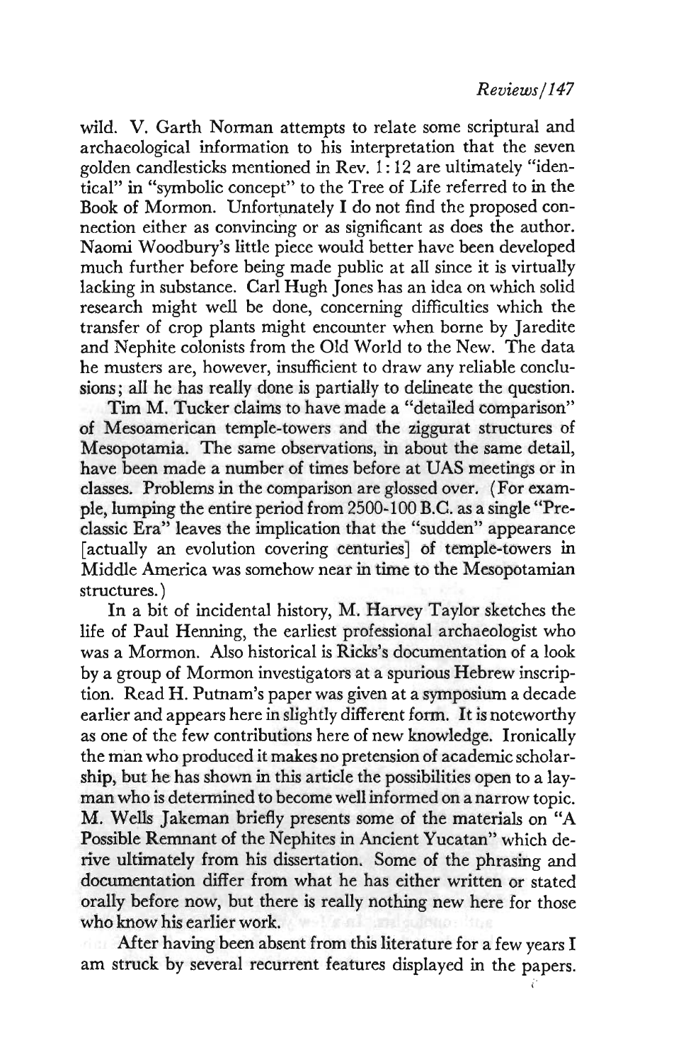wild. V. Garth Norman attempts to relate some scriptural and archaeological information to his interpretation that the seven golden candlesticks mentioned in Rev. 1:12 are ultimately "identical" in "symbolic concept" to the Tree of Life referred to in the Book of Mormon. Unfortunately I do not find the proposed connection either as convincing or as significant as does the author. Naomi Woodbury's little piece would better have been developed much further before being made public at all since it is virtually lacking in substance. Carl Hugh Jones has an idea on which solid research might well be done, concerning difficulties which the transfer of crop plants might encounter when borne by Jaredite and Nephite colonists from the Old World to the New. The data he musters are, however, insufficient to draw any reliable conclusions; all he has really done is partially to delineate the question.

Tim M. Tucker claims to have made a "detailed comparison" of Mesoamerican temple-towers and the ziggurat structures of Mesopotamia. The same observations, in about the same detail, have been made a number of times before at UAS meetings or in classes. Problems in the comparison are glossed over. (For example, lumping the entire period from 2500-100 B.C. as a single "Preclassic Era" leaves the implication that the "sudden" appearance [actually an evolution covering centuries] of temple-towers in Middle America was somehow near in time to the Mesopotamian structures.)

In a bit of incidental history, M. Harvey Taylor sketches the life of Paul Henning, the earliest professional archaeologist who was a Mormon. Also historical is Ricks's documentation of a look by a group of Mormon investigators at a spurious Hebrew inscription. Read H. Putnam's paper was given at a symposium a decade earlier and appears here in slightly different form. It is noteworthy as one of the few contributions here of new knowledge. Ironically the man who produced it makes no pretension of academic scholarship, but he has shown in this article the possibilities open to a layman who is determined to become well informed on a narrow topic. M. Wells Jakeman briefly presents some of the materials on "A Possible Remnant of the Nephites in Ancient Yucatan" which derive ultimately from his dissertation. Some of the phrasing and documentation differ from what he has either written or stated orally before now, but there is really nothing new here for those who know his earlier work.

After having been absent from this literature for a few years I am struck by several recurrent features displayed in the papers.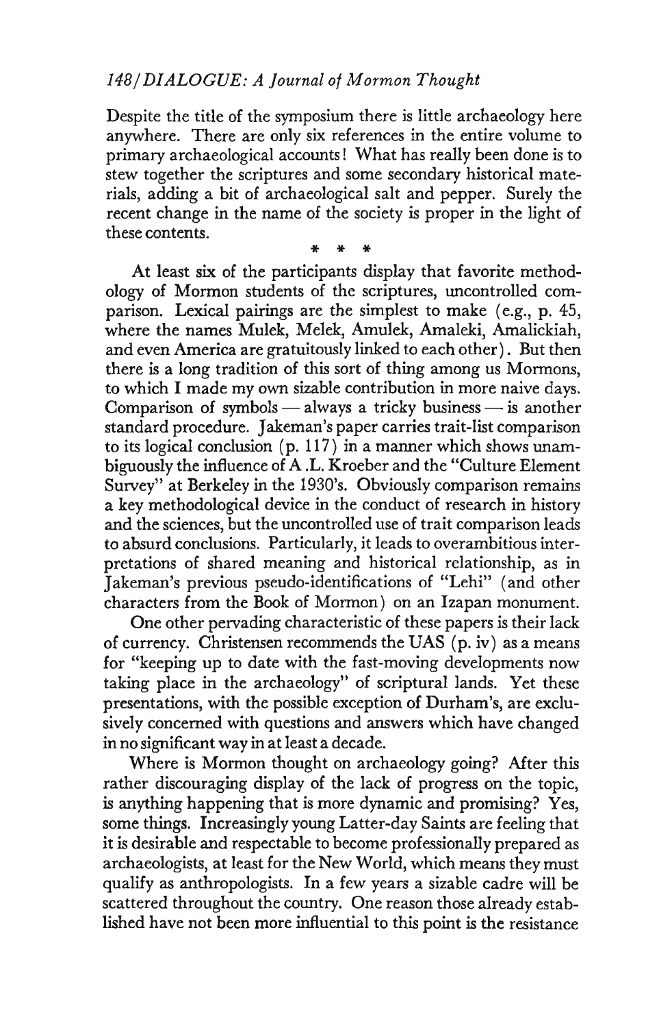Despite the title of the symposium there is little archaeology here anywhere. There are only six references in the entire volume to primary archaeological accounts! What has really been done is to stew together the scriptures and some secondary historical materials, adding a bit of archaeological salt and pepper. Surely the recent change in the name of the society is proper in the light of these contents.

\* \* \*

At least six of the participants display that favorite methodology of Mormon students of the scriptures, uncontrolled comparison. Lexical pairings are the simplest to make (e.g., p. 45, where the names Mulek, Melek, Amulek, Amaleki, Amalickiah, and even America are gratuitously linked to each other). But then there is a long tradition of this sort of thing among us Mormons, to which I made my own sizable contribution in more naive days. Comparison of symbols — always a tricky business — is another standard procedure. Jakeman's paper carries trait-list comparison to its logical conclusion (p. 117) in a manner which shows unambiguously the influence of A .L. Kroeber and the "Culture Element Survey" at Berkeley in the 1930's. Obviously comparison remains a key methodological device in the conduct of research in history and the sciences, but the uncontrolled use of trait comparison leads to absurd conclusions. Particularly, it leads to overambitious interpretations of shared meaning and historical relationship, as in Jakeman's previous pseudo-identifications of "Lehi" (and other characters from the Book of Mormon) on an Izapan monument.

One other pervading characteristic of these papers is their lack of currency. Christensen recommends the UAS (p. iv) as a means for "keeping up to date with the fast-moving developments now taking place in the archaeology" of scriptural lands. Yet these presentations, with the possible exception of Durham's, are exclusively concerned with questions and answers which have changed in no significant way in at least a decade.

Where is Mormon thought on archaeology going? After this rather discouraging display of the lack of progress on the topic, is anything happening that is more dynamic and promising? Yes, some things. Increasingly young Latter-day Saints are feeling that it is desirable and respectable to become professionally prepared as archaeologists, at least for the New World, which means they must qualify as anthropologists. In a few years a sizable cadre will be scattered throughout the country. One reason those already established have not been more influential to this point is the resistance